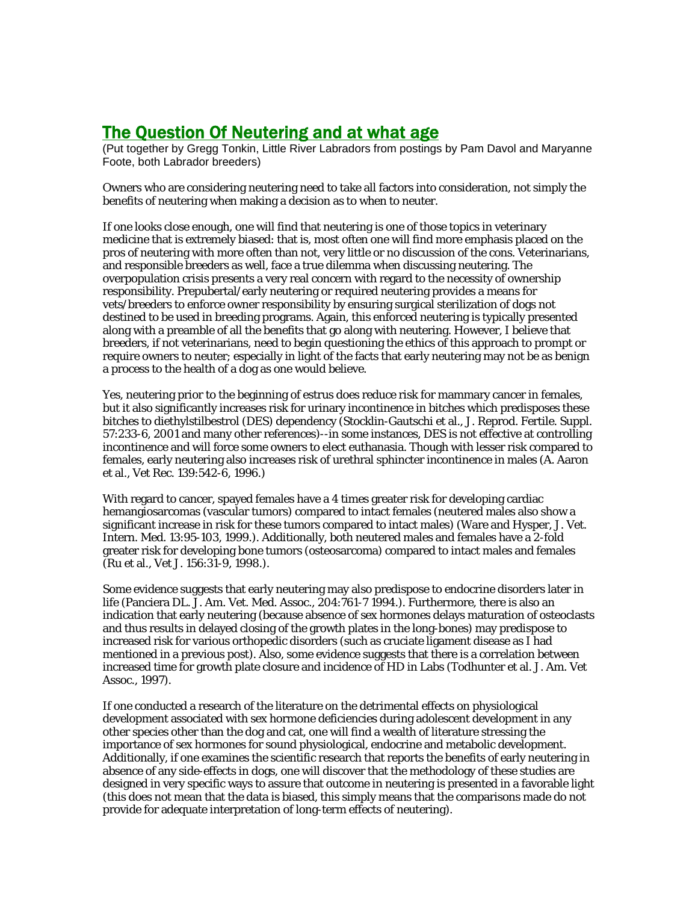# The Question Of Neutering and at what age

(Put together by Gregg Tonkin, Little River Labradors from postings by Pam Davol and Maryanne Foote, both Labrador breeders)

Owners who are considering neutering need to take all factors into consideration, not simply the benefits of neutering when making a decision as to when to neuter.

If one looks close enough, one will find that neutering is one of those topics in veterinary medicine that is extremely biased: that is, most often one will find more emphasis placed on the pros of neutering with more often than not, very little or no discussion of the cons. Veterinarians, and responsible breeders as well, face a true dilemma when discussing neutering. The overpopulation crisis presents a very real concern with regard to the necessity of ownership responsibility. Prepubertal/early neutering or required neutering provides a means for vets/breeders to enforce owner responsibility by ensuring surgical sterilization of dogs not destined to be used in breeding programs. Again, this enforced neutering is typically presented along with a preamble of all the benefits that go along with neutering. However, I believe that breeders, if not veterinarians, need to begin questioning the ethics of this approach to prompt or require owners to neuter; especially in light of the facts that early neutering may not be as benign a process to the health of a dog as one would believe.

Yes, neutering prior to the beginning of estrus does reduce risk for mammary cancer in females, but it also significantly increases risk for urinary incontinence in bitches which predisposes these bitches to diethylstilbestrol (DES) dependency (Stocklin-Gautschi et al., J. Reprod. Fertile. Suppl. 57:233-6, 2001 and many other references)--in some instances, DES is not effective at controlling incontinence and will force some owners to elect euthanasia. Though with lesser risk compared to females, early neutering also increases risk of urethral sphincter incontinence in males (A. Aaron et al., Vet Rec. 139:542-6, 1996.)

With regard to cancer, spayed females have a 4 times greater risk for developing cardiac hemangiosarcomas (vascular tumors) compared to intact females (neutered males also show a significant increase in risk for these tumors compared to intact males) (Ware and Hysper, J. Vet. Intern. Med. 13:95-103, 1999.). Additionally, both neutered males and females have a 2-fold greater risk for developing bone tumors (osteosarcoma) compared to intact males and females (Ru et al., Vet J. 156:31-9, 1998.).

Some evidence suggests that early neutering may also predispose to endocrine disorders later in life (Panciera DL. J. Am. Vet. Med. Assoc., 204:761-7 1994.). Furthermore, there is also an indication that early neutering (because absence of sex hormones delays maturation of osteoclasts and thus results in delayed closing of the growth plates in the long-bones) may predispose to increased risk for various orthopedic disorders (such as cruciate ligament disease as I had mentioned in a previous post). Also, some evidence suggests that there is a correlation between increased time for growth plate closure and incidence of HD in Labs (Todhunter et al. J. Am. Vet Assoc., 1997).

If one conducted a research of the literature on the detrimental effects on physiological development associated with sex hormone deficiencies during adolescent development in any other species other than the dog and cat, one will find a wealth of literature stressing the importance of sex hormones for sound physiological, endocrine and metabolic development. Additionally, if one examines the scientific research that reports the benefits of early neutering in absence of any side-effects in dogs, one will discover that the methodology of these studies are designed in very specific ways to assure that outcome in neutering is presented in a favorable light (this does not mean that the data is biased, this simply means that the comparisons made do not provide for adequate interpretation of long-term effects of neutering).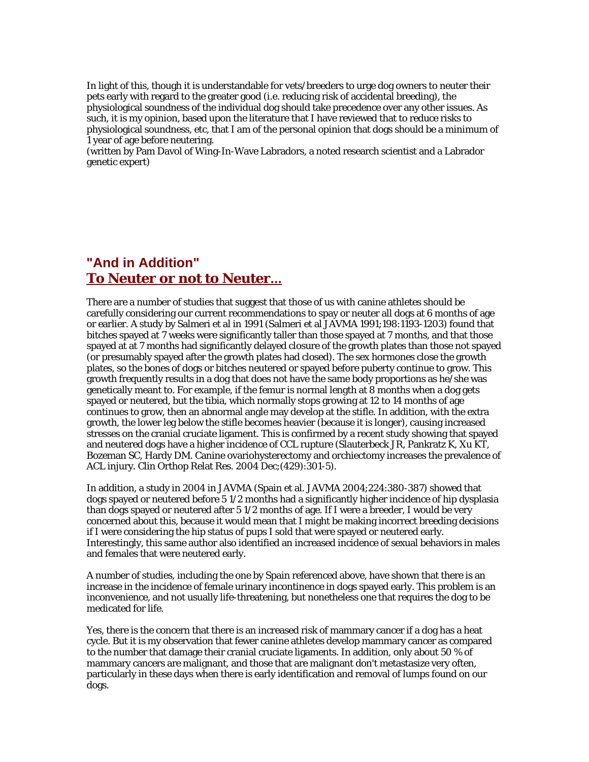In light of this, though it is understandable for vets/breeders to urge dog owners to neuter their pets early with regard to the greater good (i.e. reducing risk of accidental breeding), the physiological soundness of the individual dog should take precedence over any other issues. As such, it is my opinion, based upon the literature that I have reviewed that to reduce risks to physiological soundness, etc, that I am of the personal opinion that dogs should be a minimum of 1 year of age before neutering.
(written by Pam Davol of Wing-In-Wave Labradors, a noted research scientist and a Labrador genetic expert)

## "And in Addition"
## To Neuter or not to Neuter...

There are a number of studies that suggest that those of us with canine athletes should be carefully considering our current recommendations to spay or neuter all dogs at 6 months of age or earlier. A study by Salmeri et al in 1991 (Salmeri et al JAVMA 1991;198:1193-1203) found that bitches spayed at 7 weeks were significantly taller than those spayed at 7 months, and that those spayed at at 7 months had significantly delayed closure of the growth plates than those not spayed (or presumably spayed after the growth plates had closed). The sex hormones close the growth plates, so the bones of dogs or bitches neutered or spayed before puberty continue to grow. This growth frequently results in a dog that does not have the same body proportions as he/she was genetically meant to. For example, if the femur is normal length at 8 months when a dog gets spayed or neutered, but the tibia, which normally stops growing at 12 to 14 months of age continues to grow, then an abnormal angle may develop at the stifle. In addition, with the extra growth, the lower leg below the stifle becomes heavier (because it is longer), causing increased stresses on the cranial cruciate ligament. This is confirmed by a recent study showing that spayed and neutered dogs have a higher incidence of CCL rupture (Slauterbeck JR, Pankratz K, Xu KT, Bozeman SC, Hardy DM. Canine ovariohysterectomy and orchiectomy increases the prevalence of ACL injury. Clin Orthop Relat Res. 2004 Dec;(429):301-5).

In addition, a study in 2004 in JAVMA (Spain et al. JAVMA 2004;224:380-387) showed that dogs spayed or neutered before 5 1/2 months had a significantly higher incidence of hip dysplasia than dogs spayed or neutered after 5 1/2 months of age. If I were a breeder, I would be very concerned about this, because it would mean that I might be making incorrect breeding decisions if I were considering the hip status of pups I sold that were spayed or neutered early. Interestingly, this same author also identified an increased incidence of sexual behaviors in males and females that were neutered early.

A number of studies, including the one by Spain referenced above, have shown that there is an increase in the incidence of female urinary incontinence in dogs spayed early. This problem is an inconvenience, and not usually life-threatening, but nonetheless one that requires the dog to be medicated for life.

Yes, there is the concern that there is an increased risk of mammary cancer if a dog has a heat cycle. But it is my observation that fewer canine athletes develop mammary cancer as compared to the number that damage their cranial cruciate ligaments. In addition, only about 50 % of mammary cancers are malignant, and those that are malignant don't metastasize very often, particularly in these days when there is early identification and removal of lumps found on our dogs.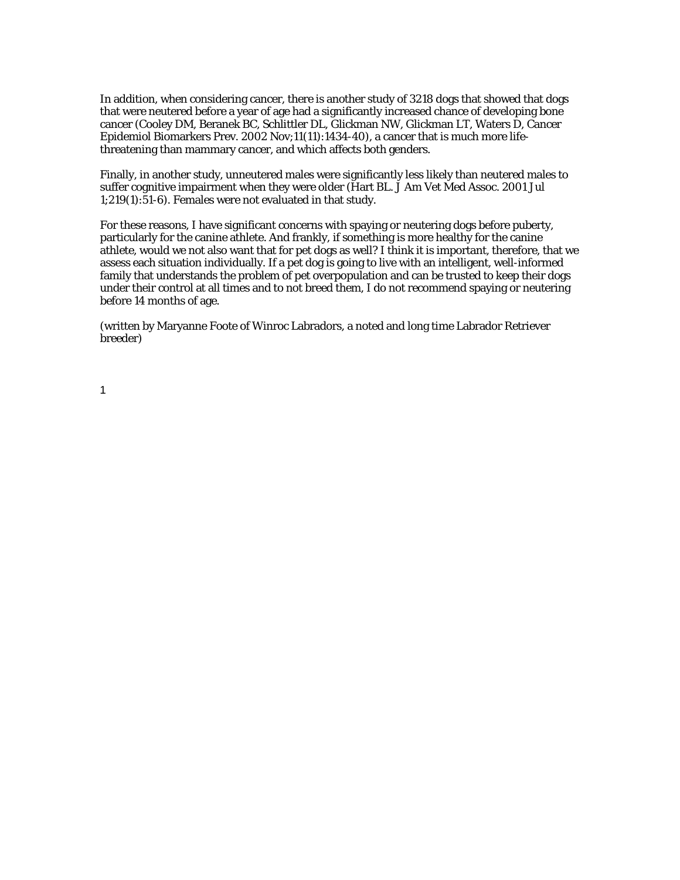In addition, when considering cancer, there is another study of 3218 dogs that showed that dogs that were neutered before a year of age had a significantly increased chance of developing bone cancer (Cooley DM, Beranek BC, Schlittler DL, Glickman NW, Glickman LT, Waters D, Cancer Epidemiol Biomarkers Prev. 2002 Nov;11(11):1434-40), a cancer that is much more life-threatening than mammary cancer, and which affects both genders.

Finally, in another study, unneutered males were significantly less likely than neutered males to suffer cognitive impairment when they were older (Hart BL. J Am Vet Med Assoc. 2001 Jul 1;219(1):51-6). Females were not evaluated in that study.

For these reasons, I have significant concerns with spaying or neutering dogs before puberty, particularly for the canine athlete. And frankly, if something is more healthy for the canine athlete, would we not also want that for pet dogs as well? I think it is important, therefore, that we assess each situation individually. If a pet dog is going to live with an intelligent, well-informed family that understands the problem of pet overpopulation and can be trusted to keep their dogs under their control at all times and to not breed them, I do not recommend spaying or neutering before 14 months of age.

(written by Maryanne Foote of Winroc Labradors, a noted and long time Labrador Retriever breeder)